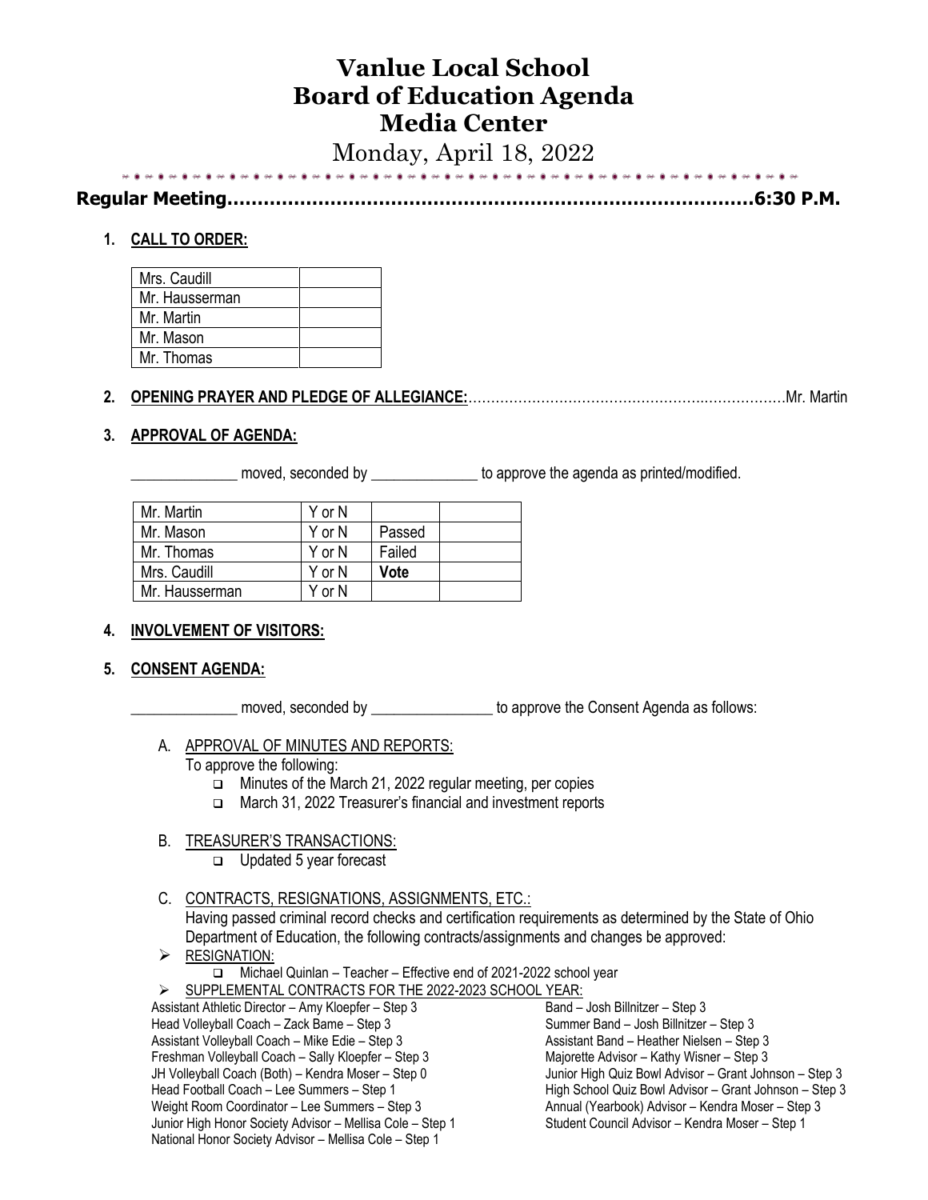# Vanlue Local School
# Board of Education Agenda
# Media Center

Monday, April 18, 2022

**Regular Meeting……………………………………………………………………………6:30 P.M.**

1. **CALL TO ORDER:**

| Mrs. Caudill | |
|---|---|
| Mr. Hausserman | |
| Mr. Martin | |
| Mr. Mason | |
| Mr. Thomas | |

2. **OPENING PRAYER AND PLEDGE OF ALLEGIANCE:**……………………………………………………………Mr. Martin

3. **APPROVAL OF AGENDA:**

______________ moved, seconded by ______________ to approve the agenda as printed/modified.

| Mr. Martin | Y or N | | |
|---|---|---|---|
| Mr. Mason | Y or N | Passed | |
| Mr. Thomas | Y or N | Failed | |
| Mrs. Caudill | Y or N | **Vote** | |
| Mr. Hausserman | Y or N | | |

4. **INVOLVEMENT OF VISITORS:**

5. **CONSENT AGENDA:**

______________ moved, seconded by ________________ to approve the Consent Agenda as follows:

A. APPROVAL OF MINUTES AND REPORTS:
To approve the following:
- Minutes of the March 21, 2022 regular meeting, per copies
- March 31, 2022 Treasurer's financial and investment reports

B. TREASURER'S TRANSACTIONS:
- Updated 5 year forecast

C. CONTRACTS, RESIGNATIONS, ASSIGNMENTS, ETC.:
Having passed criminal record checks and certification requirements as determined by the State of Ohio Department of Education, the following contracts/assignments and changes be approved:

- RESIGNATION:
  - Michael Quinlan – Teacher – Effective end of 2021-2022 school year
- SUPPLEMENTAL CONTRACTS FOR THE 2022-2023 SCHOOL YEAR:

Assistant Athletic Director – Amy Kloepfer – Step 3
Head Volleyball Coach – Zack Bame – Step 3
Assistant Volleyball Coach – Mike Edie – Step 3
Freshman Volleyball Coach – Sally Kloepfer – Step 3
JH Volleyball Coach (Both) – Kendra Moser – Step 0
Head Football Coach – Lee Summers – Step 1
Weight Room Coordinator – Lee Summers – Step 3
Junior High Honor Society Advisor – Mellisa Cole – Step 1
National Honor Society Advisor – Mellisa Cole – Step 1
Band – Josh Billnitzer – Step 3
Summer Band – Josh Billnitzer – Step 3
Assistant Band – Heather Nielsen – Step 3
Majorette Advisor – Kathy Wisner – Step 3
Junior High Quiz Bowl Advisor – Grant Johnson – Step 3
High School Quiz Bowl Advisor – Grant Johnson – Step 3
Annual (Yearbook) Advisor – Kendra Moser – Step 3
Student Council Advisor – Kendra Moser – Step 1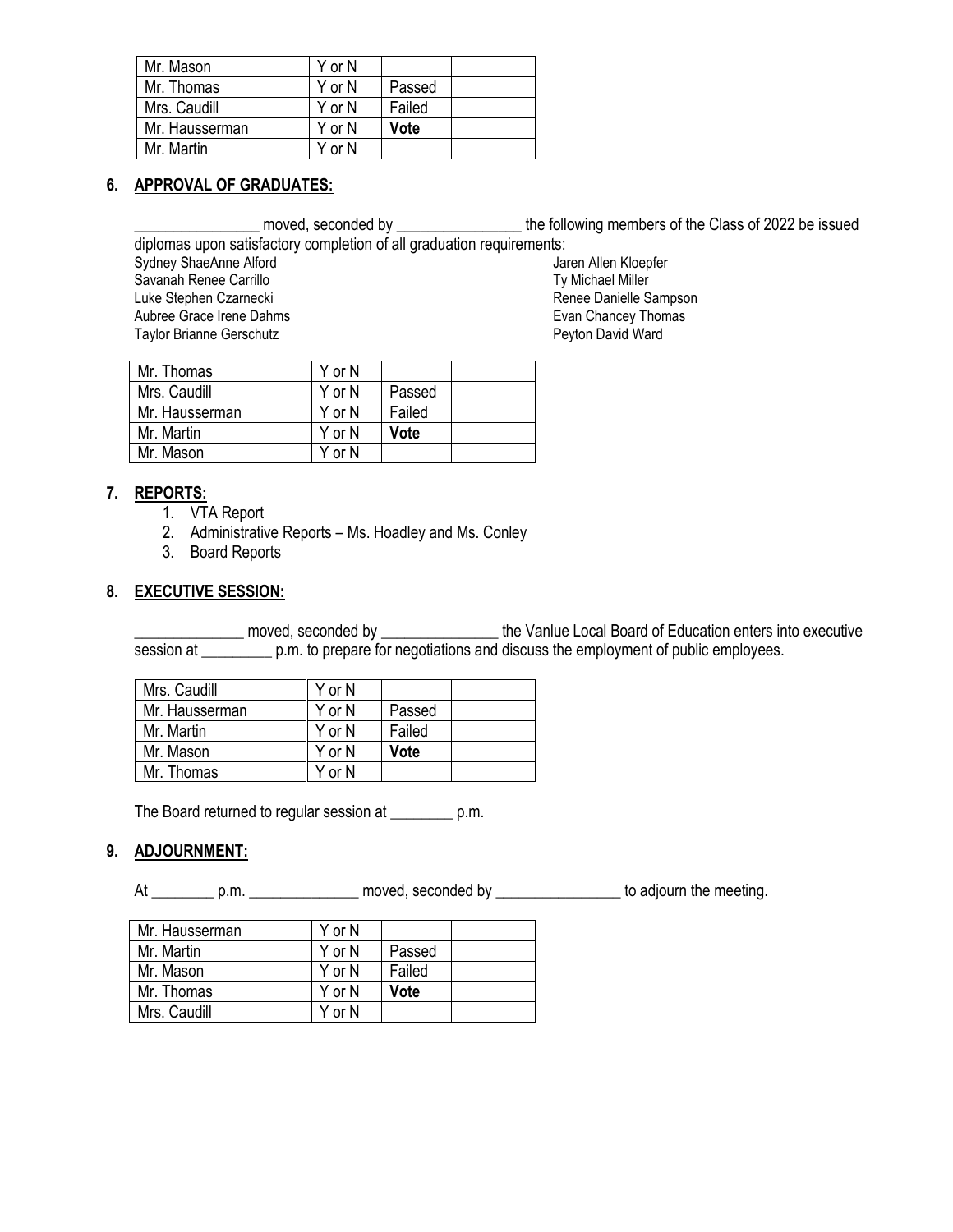| | | | |
|---|---|---|---|
| Mr. Mason | Y or N | | |
| Mr. Thomas | Y or N | Passed | |
| Mrs. Caudill | Y or N | Failed | |
| Mr. Hausserman | Y or N | **Vote** | |
| Mr. Martin | Y or N | | |

## 6. APPROVAL OF GRADUATES:

________________ moved, seconded by ________________ the following members of the Class of 2022 be issued diplomas upon satisfactory completion of all graduation requirements:

Sydney ShaeAnne Alford
Savanah Renee Carrillo
Luke Stephen Czarnecki
Aubree Grace Irene Dahms
Taylor Brianne Gerschutz
Jaren Allen Kloepfer
Ty Michael Miller
Renee Danielle Sampson
Evan Chancey Thomas
Peyton David Ward

| | | | |
|---|---|---|---|
| Mr. Thomas | Y or N | | |
| Mrs. Caudill | Y or N | Passed | |
| Mr. Hausserman | Y or N | Failed | |
| Mr. Martin | Y or N | **Vote** | |
| Mr. Mason | Y or N | | |

## 7. REPORTS:

1. VTA Report
2. Administrative Reports – Ms. Hoadley and Ms. Conley
3. Board Reports

## 8. EXECUTIVE SESSION:

______________ moved, seconded by _______________ the Vanlue Local Board of Education enters into executive session at _________ p.m. to prepare for negotiations and discuss the employment of public employees.

| | | | |
|---|---|---|---|
| Mrs. Caudill | Y or N | | |
| Mr. Hausserman | Y or N | Passed | |
| Mr. Martin | Y or N | Failed | |
| Mr. Mason | Y or N | **Vote** | |
| Mr. Thomas | Y or N | | |

The Board returned to regular session at ________ p.m.

## 9. ADJOURNMENT:

At ________ p.m. ______________ moved, seconded by ________________ to adjourn the meeting.

| | | | |
|---|---|---|---|
| Mr. Hausserman | Y or N | | |
| Mr. Martin | Y or N | Passed | |
| Mr. Mason | Y or N | Failed | |
| Mr. Thomas | Y or N | **Vote** | |
| Mrs. Caudill | Y or N | | |